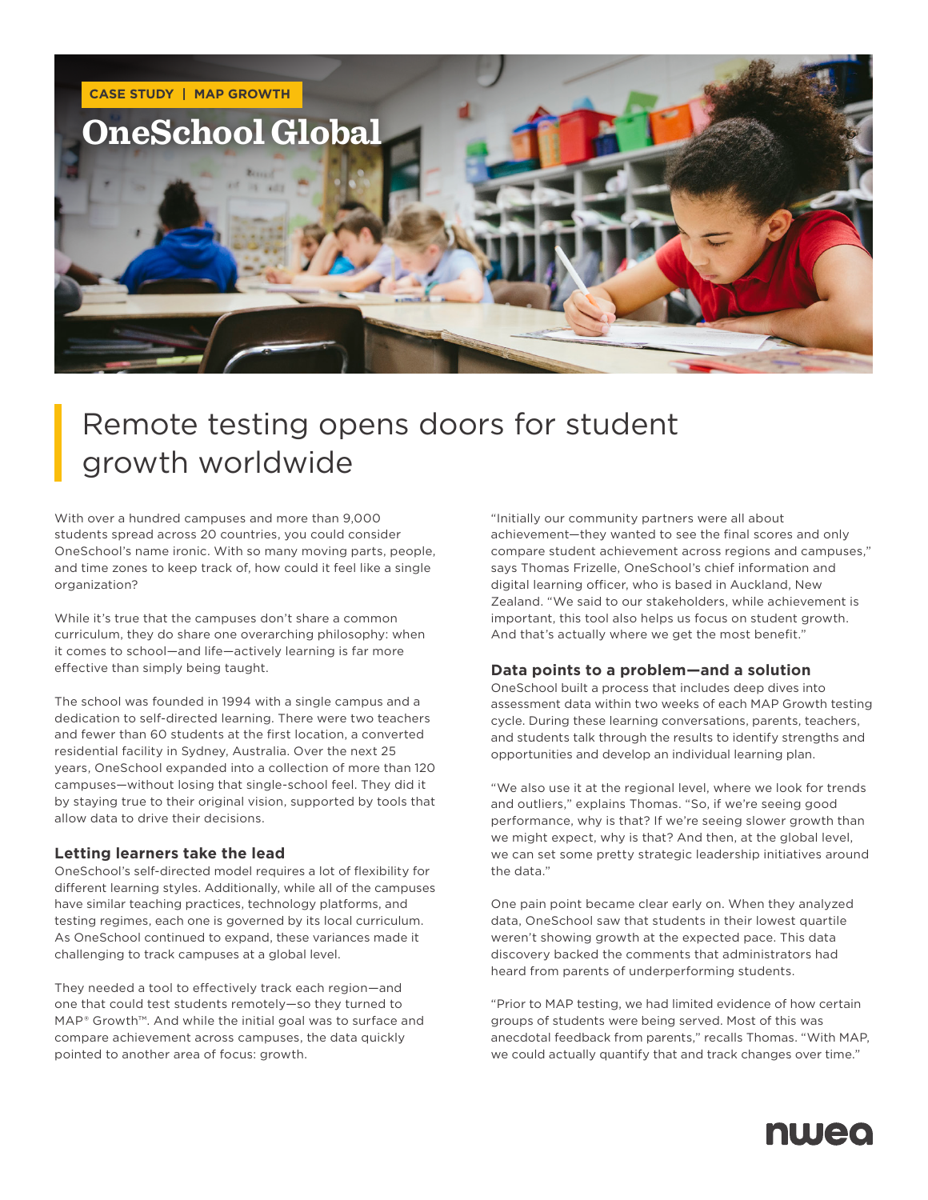CASE STUDY | MAP GROWTH

# OneSchool Global

## Remote testing opens doors for student growth worldwide

With over a hundred campuses and more than 9,000 students spread across 20 countries, you could consider OneSchool's name ironic. With so many moving parts, people, and time zones to keep track of, how could it feel like a single organization?

While it's true that the campuses don't share a common curriculum, they do share one overarching philosophy: when it comes to school—and life—actively learning is far more effective than simply being taught.

The school was founded in 1994 with a single campus and a dedication to self-directed learning. There were two teachers and fewer than 60 students at the first location, a converted residential facility in Sydney, Australia. Over the next 25 years, OneSchool expanded into a collection of more than 120 campuses—without losing that single-school feel. They did it by staying true to their original vision, supported by tools that allow data to drive their decisions.

### Letting learners take the lead

OneSchool's self-directed model requires a lot of flexibility for different learning styles. Additionally, while all of the campuses have similar teaching practices, technology platforms, and testing regimes, each one is governed by its local curriculum. As OneSchool continued to expand, these variances made it challenging to track campuses at a global level.

They needed a tool to effectively track each region—and one that could test students remotely—so they turned to MAP® Growth™. And while the initial goal was to surface and compare achievement across campuses, the data quickly pointed to another area of focus: growth.

"Initially our community partners were all about achievement—they wanted to see the final scores and only compare student achievement across regions and campuses," says Thomas Frizelle, OneSchool's chief information and digital learning officer, who is based in Auckland, New Zealand. "We said to our stakeholders, while achievement is important, this tool also helps us focus on student growth. And that's actually where we get the most benefit."

### Data points to a problem—and a solution

OneSchool built a process that includes deep dives into assessment data within two weeks of each MAP Growth testing cycle. During these learning conversations, parents, teachers, and students talk through the results to identify strengths and opportunities and develop an individual learning plan.

"We also use it at the regional level, where we look for trends and outliers," explains Thomas. "So, if we're seeing good performance, why is that? If we're seeing slower growth than we might expect, why is that? And then, at the global level, we can set some pretty strategic leadership initiatives around the data."

One pain point became clear early on. When they analyzed data, OneSchool saw that students in their lowest quartile weren't showing growth at the expected pace. This data discovery backed the comments that administrators had heard from parents of underperforming students.

"Prior to MAP testing, we had limited evidence of how certain groups of students were being served. Most of this was anecdotal feedback from parents," recalls Thomas. "With MAP, we could actually quantify that and track changes over time."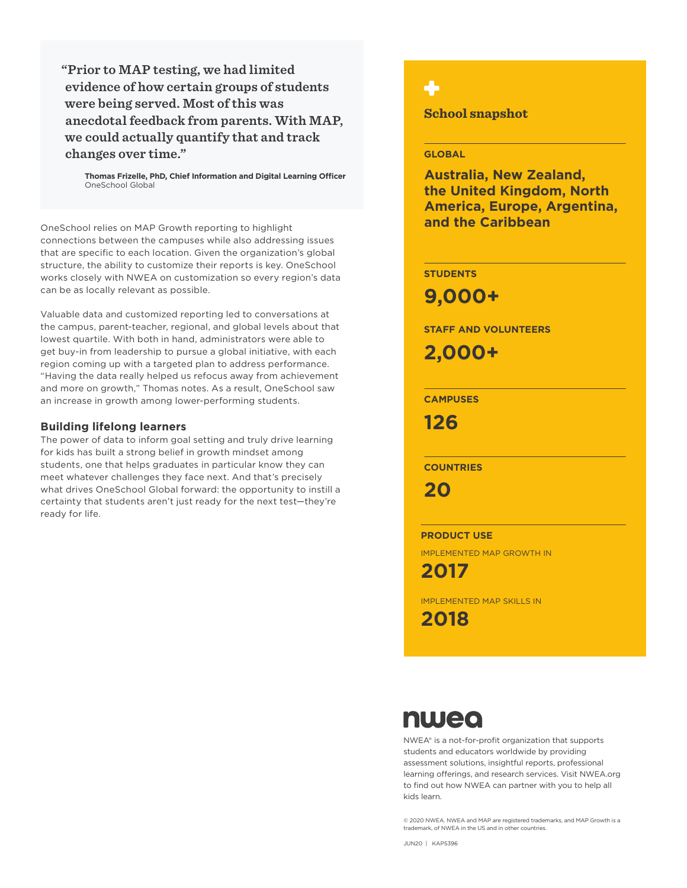> "Prior to MAP testing, we had limited evidence of how certain groups of students were being served. Most of this was anecdotal feedback from parents. With MAP, we could actually quantify that and track changes over time."
>
> **Thomas Frizelle, PhD, Chief Information and Digital Learning Officer**
> OneSchool Global

OneSchool relies on MAP Growth reporting to highlight connections between the campuses while also addressing issues that are specific to each location. Given the organization's global structure, the ability to customize their reports is key. OneSchool works closely with NWEA on customization so every region's data can be as locally relevant as possible.

Valuable data and customized reporting led to conversations at the campus, parent-teacher, regional, and global levels about that lowest quartile. With both in hand, administrators were able to get buy-in from leadership to pursue a global initiative, with each region coming up with a targeted plan to address performance. "Having the data really helped us refocus away from achievement and more on growth," Thomas notes. As a result, OneSchool saw an increase in growth among lower-performing students.

### Building lifelong learners

The power of data to inform goal setting and truly drive learning for kids has built a strong belief in growth mindset among students, one that helps graduates in particular know they can meet whatever challenges they face next. And that's precisely what drives OneSchool Global forward: the opportunity to instill a certainty that students aren't just ready for the next test—they're ready for life.

## School snapshot

**GLOBAL**

**Australia, New Zealand, the United Kingdom, North America, Europe, Argentina, and the Caribbean**

**STUDENTS**

**9,000+**

**STAFF AND VOLUNTEERS**

**2,000+**

**CAMPUSES**

**126**

**COUNTRIES**

**20**

**PRODUCT USE**

IMPLEMENTED MAP GROWTH IN

**2017**

IMPLEMENTED MAP SKILLS IN

**2018**

nwea

NWEA® is a not-for-profit organization that supports students and educators worldwide by providing assessment solutions, insightful reports, professional learning offerings, and research services. Visit NWEA.org to find out how NWEA can partner with you to help all kids learn.

© 2020 NWEA. NWEA and MAP are registered trademarks, and MAP Growth is a trademark, of NWEA in the US and in other countries.

JUN20 | KAP5396